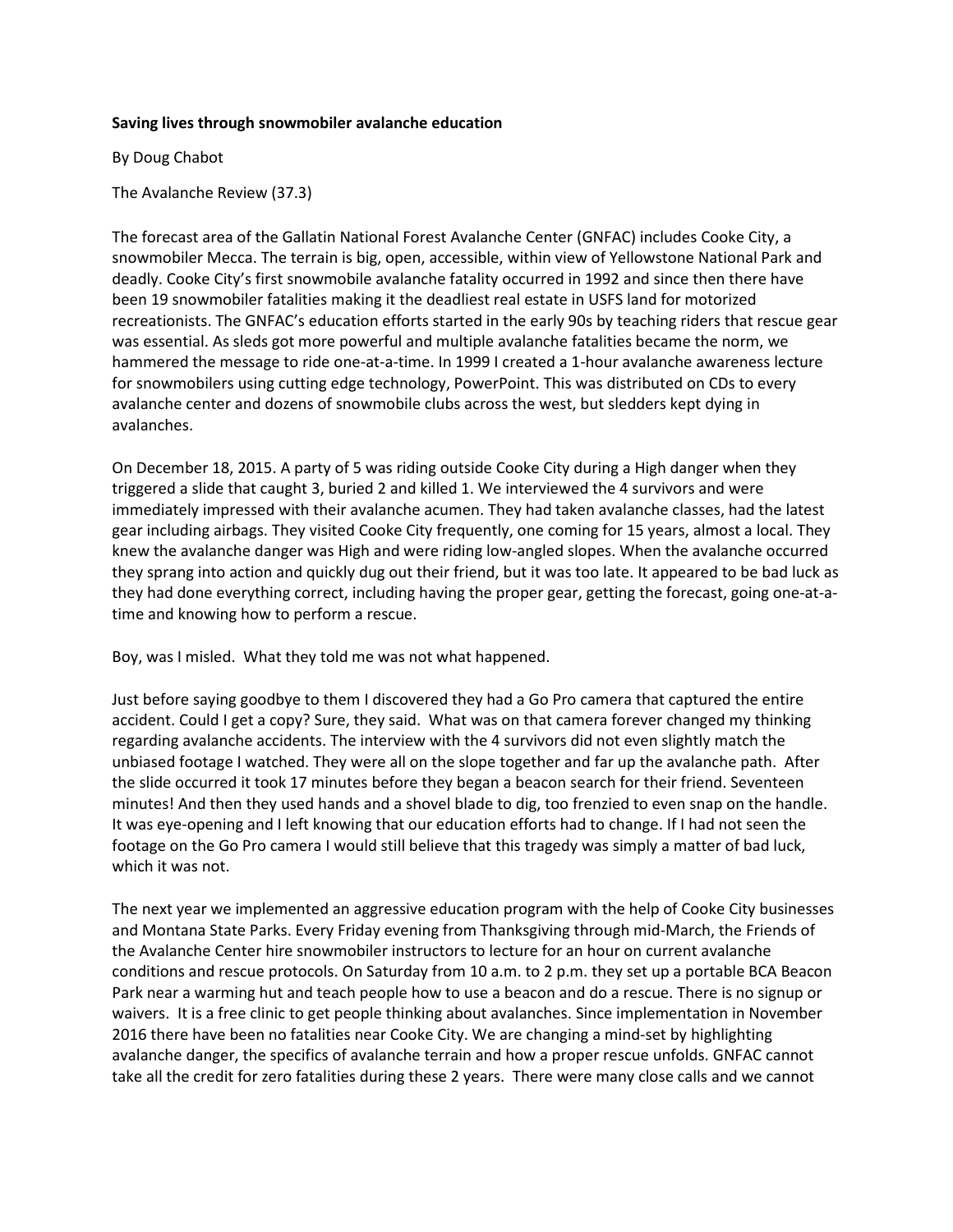**Saving lives through snowmobiler avalanche education**

By Doug Chabot

The Avalanche Review (37.3)

The forecast area of the Gallatin National Forest Avalanche Center (GNFAC) includes Cooke City, a snowmobiler Mecca. The terrain is big, open, accessible, within view of Yellowstone National Park and deadly. Cooke City's first snowmobile avalanche fatality occurred in 1992 and since then there have been 19 snowmobiler fatalities making it the deadliest real estate in USFS land for motorized recreationists. The GNFAC's education efforts started in the early 90s by teaching riders that rescue gear was essential. As sleds got more powerful and multiple avalanche fatalities became the norm, we hammered the message to ride one-at-a-time. In 1999 I created a 1-hour avalanche awareness lecture for snowmobilers using cutting edge technology, PowerPoint. This was distributed on CDs to every avalanche center and dozens of snowmobile clubs across the west, but sledders kept dying in avalanches.

On December 18, 2015. A party of 5 was riding outside Cooke City during a High danger when they triggered a slide that caught 3, buried 2 and killed 1. We interviewed the 4 survivors and were immediately impressed with their avalanche acumen. They had taken avalanche classes, had the latest gear including airbags. They visited Cooke City frequently, one coming for 15 years, almost a local. They knew the avalanche danger was High and were riding low-angled slopes. When the avalanche occurred they sprang into action and quickly dug out their friend, but it was too late. It appeared to be bad luck as they had done everything correct, including having the proper gear, getting the forecast, going one-at-a-time and knowing how to perform a rescue.

Boy, was I misled. What they told me was not what happened.

Just before saying goodbye to them I discovered they had a Go Pro camera that captured the entire accident. Could I get a copy? Sure, they said. What was on that camera forever changed my thinking regarding avalanche accidents. The interview with the 4 survivors did not even slightly match the unbiased footage I watched. They were all on the slope together and far up the avalanche path. After the slide occurred it took 17 minutes before they began a beacon search for their friend. Seventeen minutes! And then they used hands and a shovel blade to dig, too frenzied to even snap on the handle. It was eye-opening and I left knowing that our education efforts had to change. If I had not seen the footage on the Go Pro camera I would still believe that this tragedy was simply a matter of bad luck, which it was not.

The next year we implemented an aggressive education program with the help of Cooke City businesses and Montana State Parks. Every Friday evening from Thanksgiving through mid-March, the Friends of the Avalanche Center hire snowmobiler instructors to lecture for an hour on current avalanche conditions and rescue protocols. On Saturday from 10 a.m. to 2 p.m. they set up a portable BCA Beacon Park near a warming hut and teach people how to use a beacon and do a rescue. There is no signup or waivers. It is a free clinic to get people thinking about avalanches. Since implementation in November 2016 there have been no fatalities near Cooke City. We are changing a mind-set by highlighting avalanche danger, the specifics of avalanche terrain and how a proper rescue unfolds. GNFAC cannot take all the credit for zero fatalities during these 2 years. There were many close calls and we cannot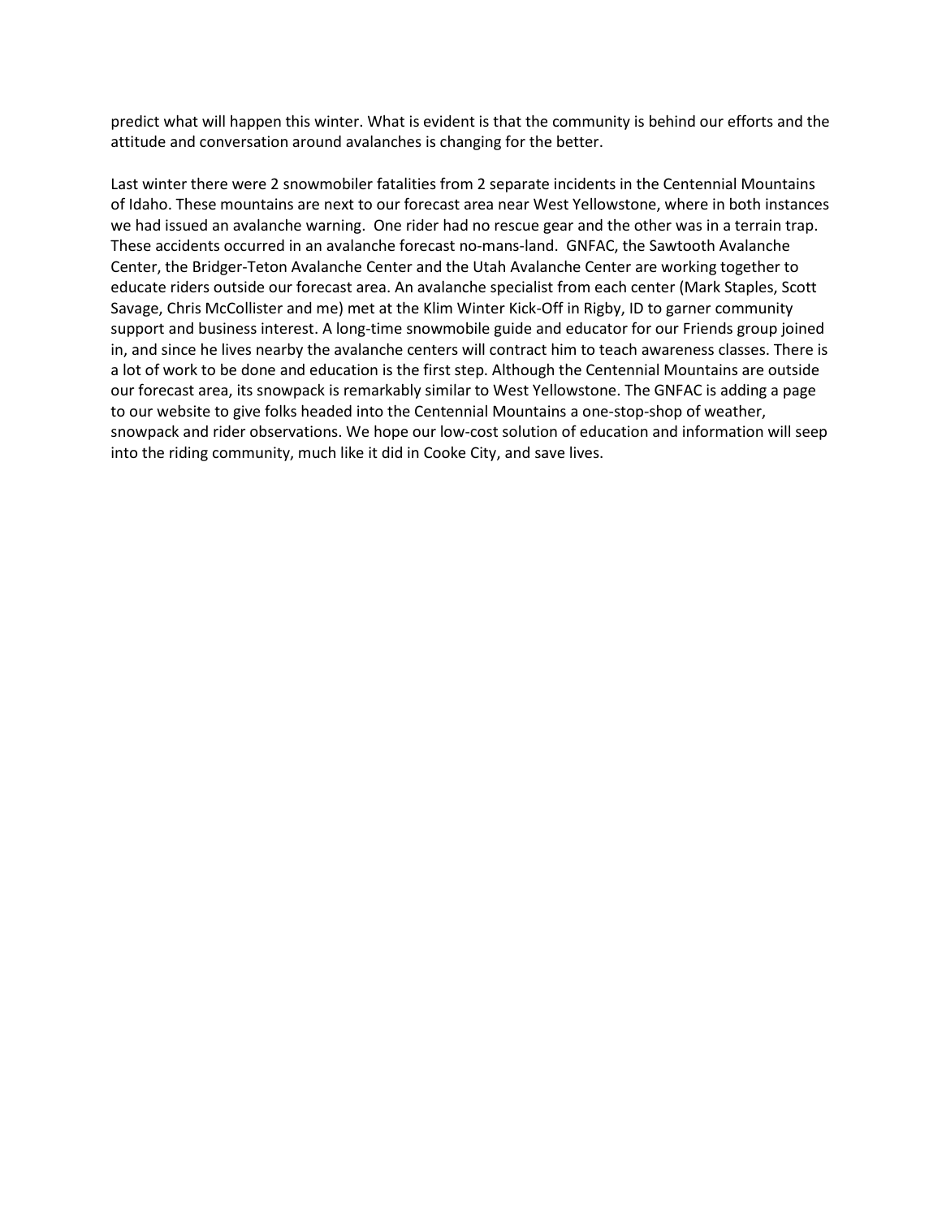predict what will happen this winter. What is evident is that the community is behind our efforts and the attitude and conversation around avalanches is changing for the better.

Last winter there were 2 snowmobiler fatalities from 2 separate incidents in the Centennial Mountains of Idaho. These mountains are next to our forecast area near West Yellowstone, where in both instances we had issued an avalanche warning. One rider had no rescue gear and the other was in a terrain trap. These accidents occurred in an avalanche forecast no-mans-land. GNFAC, the Sawtooth Avalanche Center, the Bridger-Teton Avalanche Center and the Utah Avalanche Center are working together to educate riders outside our forecast area. An avalanche specialist from each center (Mark Staples, Scott Savage, Chris McCollister and me) met at the Klim Winter Kick-Off in Rigby, ID to garner community support and business interest. A long-time snowmobile guide and educator for our Friends group joined in, and since he lives nearby the avalanche centers will contract him to teach awareness classes. There is a lot of work to be done and education is the first step. Although the Centennial Mountains are outside our forecast area, its snowpack is remarkably similar to West Yellowstone. The GNFAC is adding a page to our website to give folks headed into the Centennial Mountains a one-stop-shop of weather, snowpack and rider observations. We hope our low-cost solution of education and information will seep into the riding community, much like it did in Cooke City, and save lives.